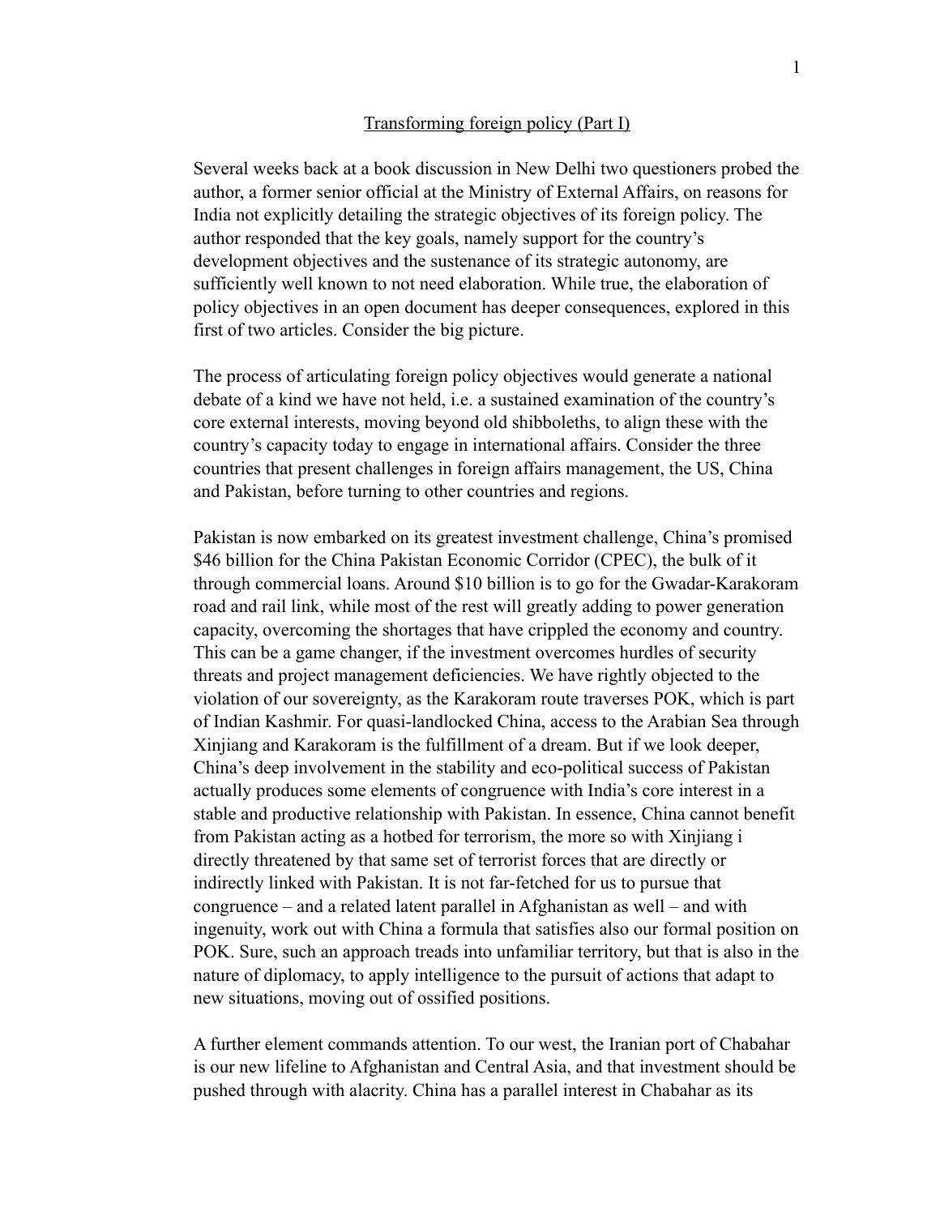# Transforming foreign policy (Part I)

Several weeks back at a book discussion in New Delhi two questioners probed the author, a former senior official at the Ministry of External Affairs, on reasons for India not explicitly detailing the strategic objectives of its foreign policy. The author responded that the key goals, namely support for the country's development objectives and the sustenance of its strategic autonomy, are sufficiently well known to not need elaboration. While true, the elaboration of policy objectives in an open document has deeper consequences, explored in this first of two articles. Consider the big picture.

The process of articulating foreign policy objectives would generate a national debate of a kind we have not held, i.e. a sustained examination of the country's core external interests, moving beyond old shibboleths, to align these with the country's capacity today to engage in international affairs. Consider the three countries that present challenges in foreign affairs management, the US, China and Pakistan, before turning to other countries and regions.

Pakistan is now embarked on its greatest investment challenge, China's promised $46 billion for the China Pakistan Economic Corridor (CPEC), the bulk of it through commercial loans. Around $10 billion is to go for the Gwadar-Karakoram road and rail link, while most of the rest will greatly adding to power generation capacity, overcoming the shortages that have crippled the economy and country. This can be a game changer, if the investment overcomes hurdles of security threats and project management deficiencies. We have rightly objected to the violation of our sovereignty, as the Karakoram route traverses POK, which is part of Indian Kashmir. For quasi-landlocked China, access to the Arabian Sea through Xinjiang and Karakoram is the fulfillment of a dream. But if we look deeper, China's deep involvement in the stability and eco-political success of Pakistan actually produces some elements of congruence with India's core interest in a stable and productive relationship with Pakistan. In essence, China cannot benefit from Pakistan acting as a hotbed for terrorism, the more so with Xinjiang i directly threatened by that same set of terrorist forces that are directly or indirectly linked with Pakistan. It is not far-fetched for us to pursue that congruence – and a related latent parallel in Afghanistan as well – and with ingenuity, work out with China a formula that satisfies also our formal position on POK. Sure, such an approach treads into unfamiliar territory, but that is also in the nature of diplomacy, to apply intelligence to the pursuit of actions that adapt to new situations, moving out of ossified positions.

A further element commands attention. To our west, the Iranian port of Chabahar is our new lifeline to Afghanistan and Central Asia, and that investment should be pushed through with alacrity. China has a parallel interest in Chabahar as its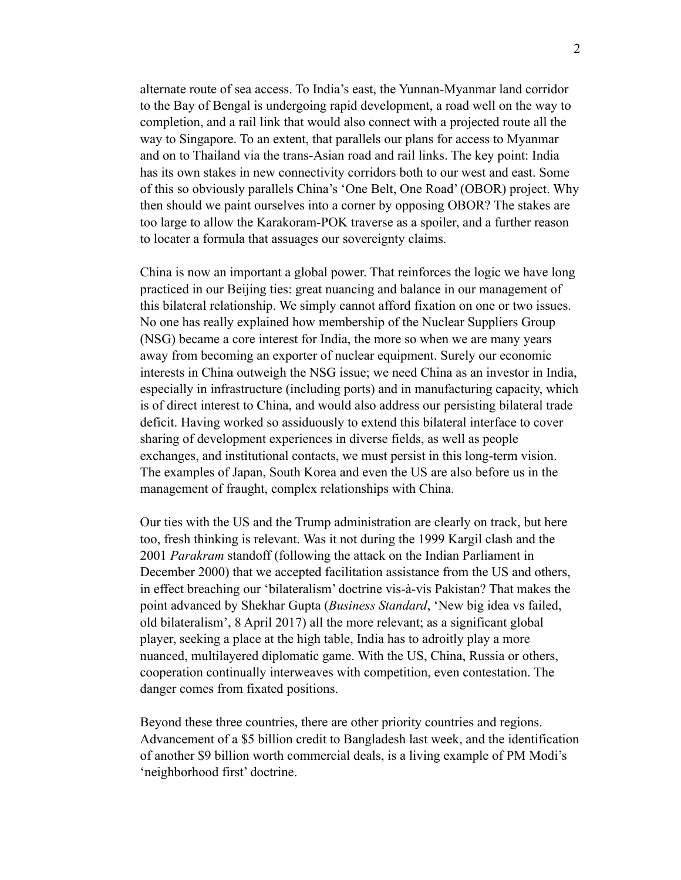alternate route of sea access. To India's east, the Yunnan-Myanmar land corridor to the Bay of Bengal is undergoing rapid development, a road well on the way to completion, and a rail link that would also connect with a projected route all the way to Singapore. To an extent, that parallels our plans for access to Myanmar and on to Thailand via the trans-Asian road and rail links. The key point: India has its own stakes in new connectivity corridors both to our west and east. Some of this so obviously parallels China's 'One Belt, One Road' (OBOR) project. Why then should we paint ourselves into a corner by opposing OBOR? The stakes are too large to allow the Karakoram-POK traverse as a spoiler, and a further reason to locater a formula that assuages our sovereignty claims.

China is now an important a global power. That reinforces the logic we have long practiced in our Beijing ties: great nuancing and balance in our management of this bilateral relationship. We simply cannot afford fixation on one or two issues. No one has really explained how membership of the Nuclear Suppliers Group (NSG) became a core interest for India, the more so when we are many years away from becoming an exporter of nuclear equipment. Surely our economic interests in China outweigh the NSG issue; we need China as an investor in India, especially in infrastructure (including ports) and in manufacturing capacity, which is of direct interest to China, and would also address our persisting bilateral trade deficit. Having worked so assiduously to extend this bilateral interface to cover sharing of development experiences in diverse fields, as well as people exchanges, and institutional contacts, we must persist in this long-term vision. The examples of Japan, South Korea and even the US are also before us in the management of fraught, complex relationships with China.

Our ties with the US and the Trump administration are clearly on track, but here too, fresh thinking is relevant. Was it not during the 1999 Kargil clash and the 2001 *Parakram* standoff (following the attack on the Indian Parliament in December 2000) that we accepted facilitation assistance from the US and others, in effect breaching our 'bilateralism' doctrine vis-à-vis Pakistan? That makes the point advanced by Shekhar Gupta (*Business Standard*, 'New big idea vs failed, old bilateralism', 8 April 2017) all the more relevant; as a significant global player, seeking a place at the high table, India has to adroitly play a more nuanced, multilayered diplomatic game. With the US, China, Russia or others, cooperation continually interweaves with competition, even contestation. The danger comes from fixated positions.

Beyond these three countries, there are other priority countries and regions. Advancement of a $5 billion credit to Bangladesh last week, and the identification of another $9 billion worth commercial deals, is a living example of PM Modi's 'neighborhood first' doctrine.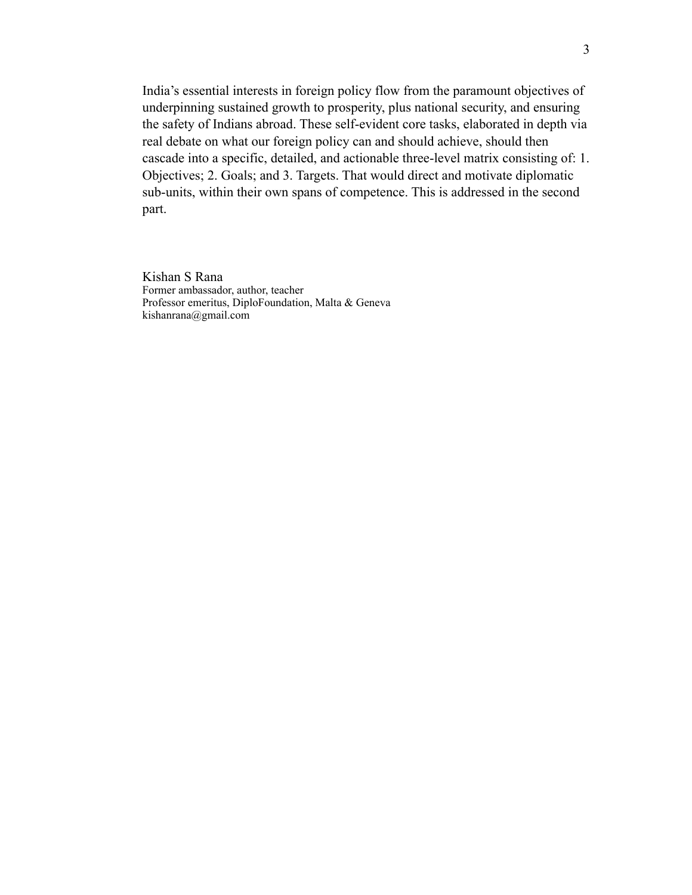India's essential interests in foreign policy flow from the paramount objectives of underpinning sustained growth to prosperity, plus national security, and ensuring the safety of Indians abroad. These self-evident core tasks, elaborated in depth via real debate on what our foreign policy can and should achieve, should then cascade into a specific, detailed, and actionable three-level matrix consisting of: 1. Objectives; 2. Goals; and 3. Targets. That would direct and motivate diplomatic sub-units, within their own spans of competence. This is addressed in the second part.

Kishan S Rana
Former ambassador, author, teacher
Professor emeritus, DiploFoundation, Malta & Geneva
kishanrana@gmail.com